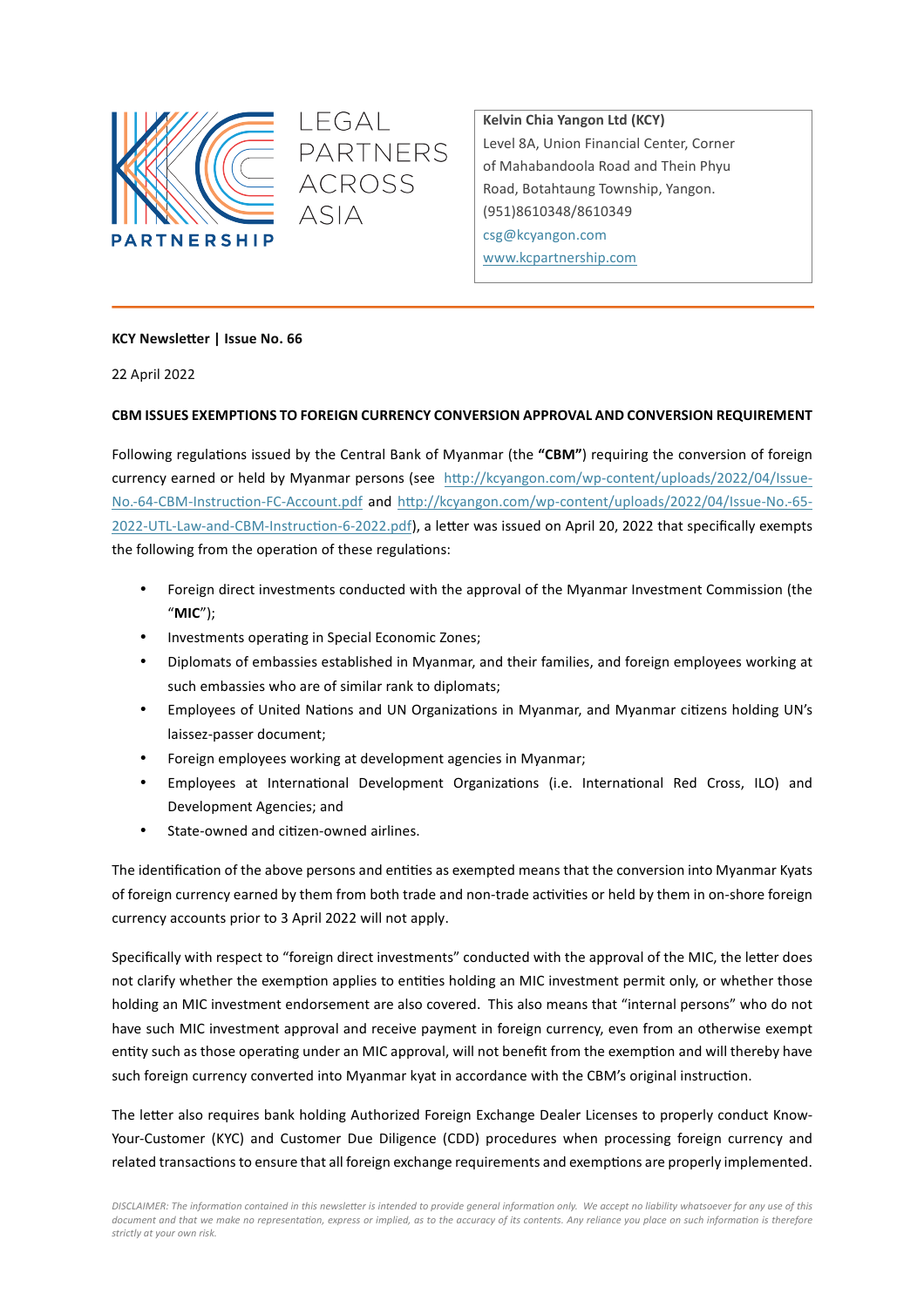LEGAL PARTNERS ACROSS ASIA

KC PARTNERSHIP

**Kelvin Chia Yangon Ltd (KCY)**
Level 8A, Union Financial Center, Corner of Mahabandoola Road and Thein Phyu Road, Botahtaung Township, Yangon.
(951)8610348/8610349
csg@kcyangon.com
www.kcpartnership.com

**KCY Newsletter | Issue No. 66**

22 April 2022

**CBM ISSUES EXEMPTIONS TO FOREIGN CURRENCY CONVERSION APPROVAL AND CONVERSION REQUIREMENT**

Following regulations issued by the Central Bank of Myanmar (the **"CBM"**) requiring the conversion of foreign currency earned or held by Myanmar persons (see http://kcyangon.com/wp-content/uploads/2022/04/Issue-No.-64-CBM-Instruction-FC-Account.pdf and http://kcyangon.com/wp-content/uploads/2022/04/Issue-No.-65-2022-UTL-Law-and-CBM-Instruction-6-2022.pdf), a letter was issued on April 20, 2022 that specifically exempts the following from the operation of these regulations:

- Foreign direct investments conducted with the approval of the Myanmar Investment Commission (the "**MIC**");
- Investments operating in Special Economic Zones;
- Diplomats of embassies established in Myanmar, and their families, and foreign employees working at such embassies who are of similar rank to diplomats;
- Employees of United Nations and UN Organizations in Myanmar, and Myanmar citizens holding UN's laissez-passer document;
- Foreign employees working at development agencies in Myanmar;
- Employees at International Development Organizations (i.e. International Red Cross, ILO) and Development Agencies; and
- State-owned and citizen-owned airlines.

The identification of the above persons and entities as exempted means that the conversion into Myanmar Kyats of foreign currency earned by them from both trade and non-trade activities or held by them in on-shore foreign currency accounts prior to 3 April 2022 will not apply.

Specifically with respect to "foreign direct investments" conducted with the approval of the MIC, the letter does not clarify whether the exemption applies to entities holding an MIC investment permit only, or whether those holding an MIC investment endorsement are also covered. This also means that "internal persons" who do not have such MIC investment approval and receive payment in foreign currency, even from an otherwise exempt entity such as those operating under an MIC approval, will not benefit from the exemption and will thereby have such foreign currency converted into Myanmar kyat in accordance with the CBM's original instruction.

The letter also requires bank holding Authorized Foreign Exchange Dealer Licenses to properly conduct Know-Your-Customer (KYC) and Customer Due Diligence (CDD) procedures when processing foreign currency and related transactions to ensure that all foreign exchange requirements and exemptions are properly implemented.

*DISCLAIMER: The information contained in this newsletter is intended to provide general information only. We accept no liability whatsoever for any use of this document and that we make no representation, express or implied, as to the accuracy of its contents. Any reliance you place on such information is therefore strictly at your own risk.*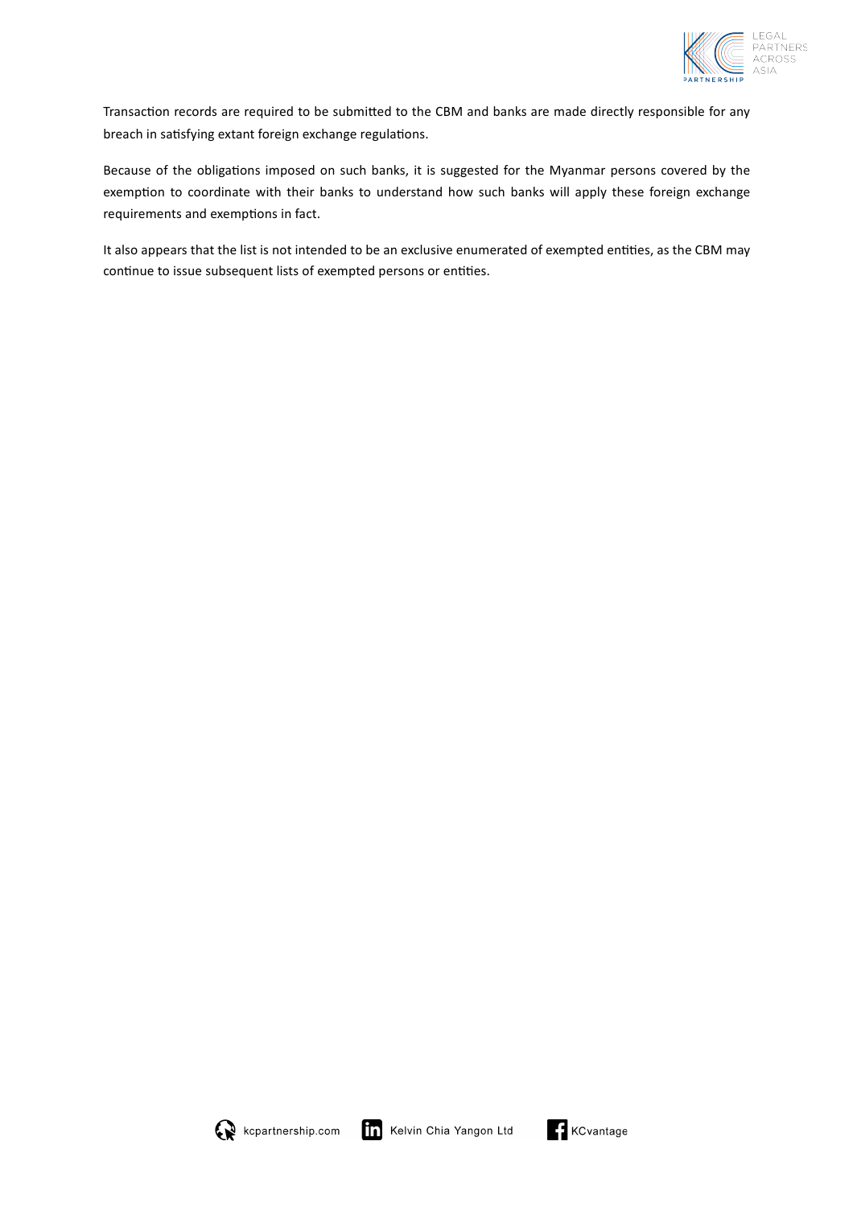Transaction records are required to be submitted to the CBM and banks are made directly responsible for any breach in satisfying extant foreign exchange regulations.

Because of the obligations imposed on such banks, it is suggested for the Myanmar persons covered by the exemption to coordinate with their banks to understand how such banks will apply these foreign exchange requirements and exemptions in fact.

It also appears that the list is not intended to be an exclusive enumerated of exempted entities, as the CBM may continue to issue subsequent lists of exempted persons or entities.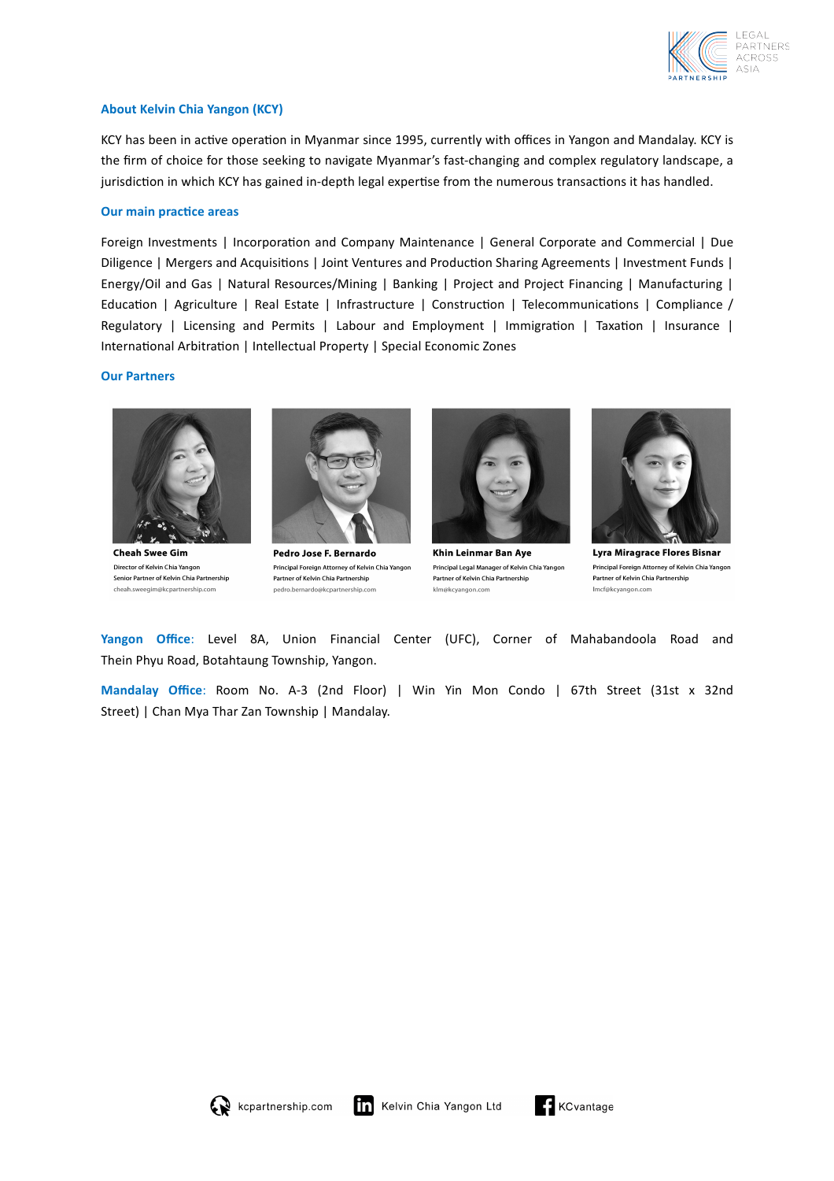## About Kelvin Chia Yangon (KCY)

KCY has been in active operation in Myanmar since 1995, currently with offices in Yangon and Mandalay. KCY is the firm of choice for those seeking to navigate Myanmar's fast-changing and complex regulatory landscape, a jurisdiction in which KCY has gained in-depth legal expertise from the numerous transactions it has handled.

## Our main practice areas

Foreign Investments | Incorporation and Company Maintenance | General Corporate and Commercial | Due Diligence | Mergers and Acquisitions | Joint Ventures and Production Sharing Agreements | Investment Funds | Energy/Oil and Gas | Natural Resources/Mining | Banking | Project and Project Financing | Manufacturing | Education | Agriculture | Real Estate | Infrastructure | Construction | Telecommunications | Compliance / Regulatory | Licensing and Permits | Labour and Employment | Immigration | Taxation | Insurance | International Arbitration | Intellectual Property | Special Economic Zones

## Our Partners

**Cheah Swee Gim**
Director of Kelvin Chia Yangon
Senior Partner of Kelvin Chia Partnership
cheah.sweegim@kcpartnership.com

**Pedro Jose F. Bernardo**
Principal Foreign Attorney of Kelvin Chia Yangon
Partner of Kelvin Chia Partnership
pedro.bernardo@kcpartnership.com

**Khin Leinmar Ban Aye**
Principal Legal Manager of Kelvin Chia Yangon
Partner of Kelvin Chia Partnership
klm@kcyangon.com

**Lyra Miragrace Flores Bisnar**
Principal Foreign Attorney of Kelvin Chia Yangon
Partner of Kelvin Chia Partnership
lmcf@kcyangon.com

**Yangon Office**: Level 8A, Union Financial Center (UFC), Corner of Mahabandoola Road and Thein Phyu Road, Botahtaung Township, Yangon.

**Mandalay Office**: Room No. A-3 (2nd Floor) | Win Yin Mon Condo | 67th Street (31st x 32nd Street) | Chan Mya Thar Zan Township | Mandalay.

kcpartnership.com | Kelvin Chia Yangon Ltd | KCvantage